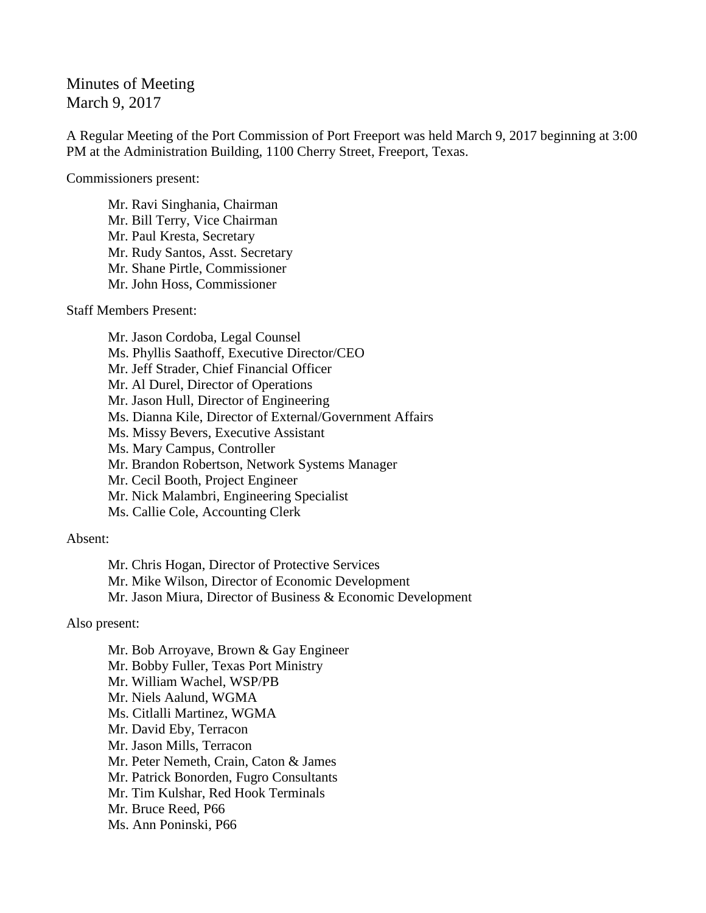# Minutes of Meeting
March 9, 2017

A Regular Meeting of the Port Commission of Port Freeport was held March 9, 2017 beginning at 3:00 PM at the Administration Building, 1100 Cherry Street, Freeport, Texas.

Commissioners present:

- Mr. Ravi Singhania, Chairman
- Mr. Bill Terry, Vice Chairman
- Mr. Paul Kresta, Secretary
- Mr. Rudy Santos, Asst. Secretary
- Mr. Shane Pirtle, Commissioner
- Mr. John Hoss, Commissioner

Staff Members Present:

- Mr. Jason Cordoba, Legal Counsel
- Ms. Phyllis Saathoff, Executive Director/CEO
- Mr. Jeff Strader, Chief Financial Officer
- Mr. Al Durel, Director of Operations
- Mr. Jason Hull, Director of Engineering
- Ms. Dianna Kile, Director of External/Government Affairs
- Ms. Missy Bevers, Executive Assistant
- Ms. Mary Campus, Controller
- Mr. Brandon Robertson, Network Systems Manager
- Mr. Cecil Booth, Project Engineer
- Mr. Nick Malambri, Engineering Specialist
- Ms. Callie Cole, Accounting Clerk

Absent:

- Mr. Chris Hogan, Director of Protective Services
- Mr. Mike Wilson, Director of Economic Development
- Mr. Jason Miura, Director of Business & Economic Development

Also present:

- Mr. Bob Arroyave, Brown & Gay Engineer
- Mr. Bobby Fuller, Texas Port Ministry
- Mr. William Wachel, WSP/PB
- Mr. Niels Aalund, WGMA
- Ms. Citlalli Martinez, WGMA
- Mr. David Eby, Terracon
- Mr. Jason Mills, Terracon
- Mr. Peter Nemeth, Crain, Caton & James
- Mr. Patrick Bonorden, Fugro Consultants
- Mr. Tim Kulshar, Red Hook Terminals
- Mr. Bruce Reed, P66
- Ms. Ann Poninski, P66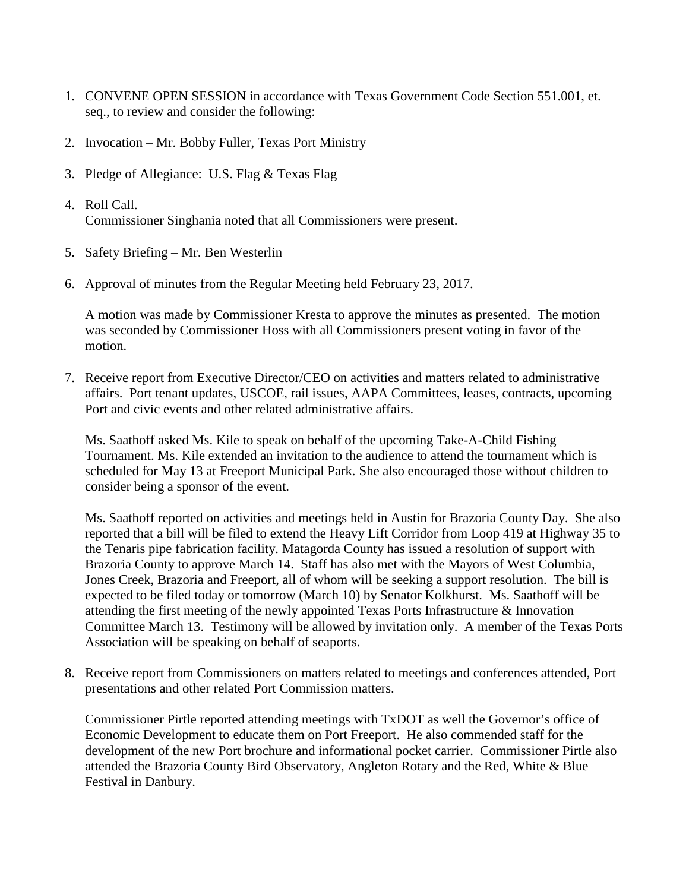1. CONVENE OPEN SESSION in accordance with Texas Government Code Section 551.001, et. seq., to review and consider the following:

2. Invocation – Mr. Bobby Fuller, Texas Port Ministry

3. Pledge of Allegiance: U.S. Flag & Texas Flag

4. Roll Call.
   Commissioner Singhania noted that all Commissioners were present.

5. Safety Briefing – Mr. Ben Westerlin

6. Approval of minutes from the Regular Meeting held February 23, 2017.

   A motion was made by Commissioner Kresta to approve the minutes as presented. The motion was seconded by Commissioner Hoss with all Commissioners present voting in favor of the motion.

7. Receive report from Executive Director/CEO on activities and matters related to administrative affairs. Port tenant updates, USCOE, rail issues, AAPA Committees, leases, contracts, upcoming Port and civic events and other related administrative affairs.

   Ms. Saathoff asked Ms. Kile to speak on behalf of the upcoming Take-A-Child Fishing Tournament. Ms. Kile extended an invitation to the audience to attend the tournament which is scheduled for May 13 at Freeport Municipal Park. She also encouraged those without children to consider being a sponsor of the event.

   Ms. Saathoff reported on activities and meetings held in Austin for Brazoria County Day. She also reported that a bill will be filed to extend the Heavy Lift Corridor from Loop 419 at Highway 35 to the Tenaris pipe fabrication facility. Matagorda County has issued a resolution of support with Brazoria County to approve March 14. Staff has also met with the Mayors of West Columbia, Jones Creek, Brazoria and Freeport, all of whom will be seeking a support resolution. The bill is expected to be filed today or tomorrow (March 10) by Senator Kolkhurst. Ms. Saathoff will be attending the first meeting of the newly appointed Texas Ports Infrastructure & Innovation Committee March 13. Testimony will be allowed by invitation only. A member of the Texas Ports Association will be speaking on behalf of seaports.

8. Receive report from Commissioners on matters related to meetings and conferences attended, Port presentations and other related Port Commission matters.

   Commissioner Pirtle reported attending meetings with TxDOT as well the Governor's office of Economic Development to educate them on Port Freeport. He also commended staff for the development of the new Port brochure and informational pocket carrier. Commissioner Pirtle also attended the Brazoria County Bird Observatory, Angleton Rotary and the Red, White & Blue Festival in Danbury.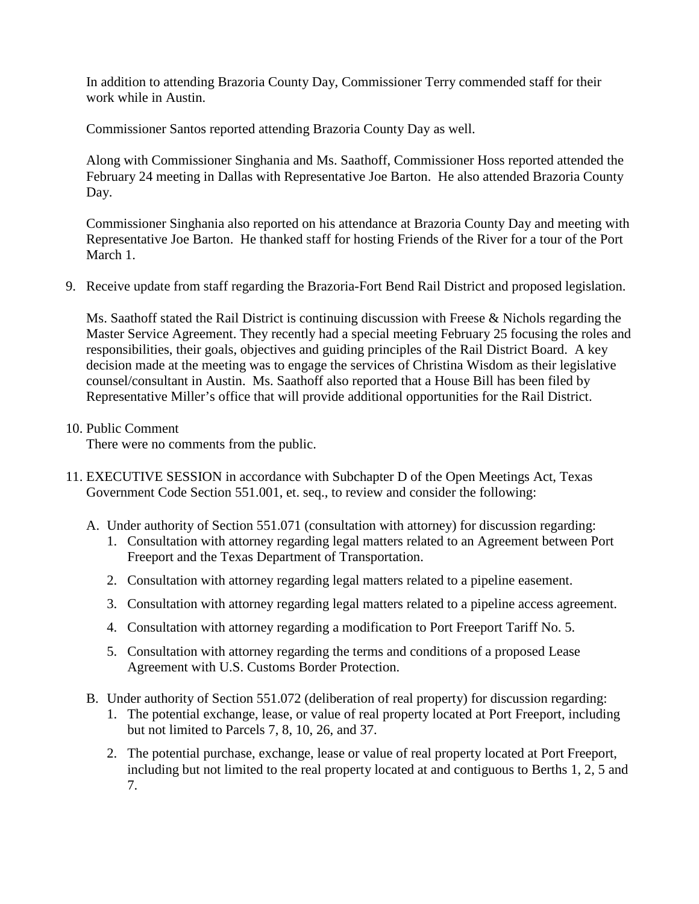In addition to attending Brazoria County Day, Commissioner Terry commended staff for their work while in Austin.

Commissioner Santos reported attending Brazoria County Day as well.

Along with Commissioner Singhania and Ms. Saathoff, Commissioner Hoss reported attended the February 24 meeting in Dallas with Representative Joe Barton. He also attended Brazoria County Day.

Commissioner Singhania also reported on his attendance at Brazoria County Day and meeting with Representative Joe Barton. He thanked staff for hosting Friends of the River for a tour of the Port March 1.

9. Receive update from staff regarding the Brazoria-Fort Bend Rail District and proposed legislation.

   Ms. Saathoff stated the Rail District is continuing discussion with Freese & Nichols regarding the Master Service Agreement. They recently had a special meeting February 25 focusing the roles and responsibilities, their goals, objectives and guiding principles of the Rail District Board. A key decision made at the meeting was to engage the services of Christina Wisdom as their legislative counsel/consultant in Austin. Ms. Saathoff also reported that a House Bill has been filed by Representative Miller's office that will provide additional opportunities for the Rail District.

10. Public Comment
    There were no comments from the public.

11. EXECUTIVE SESSION in accordance with Subchapter D of the Open Meetings Act, Texas Government Code Section 551.001, et. seq., to review and consider the following:

    A. Under authority of Section 551.071 (consultation with attorney) for discussion regarding:
       1. Consultation with attorney regarding legal matters related to an Agreement between Port Freeport and the Texas Department of Transportation.
       2. Consultation with attorney regarding legal matters related to a pipeline easement.
       3. Consultation with attorney regarding legal matters related to a pipeline access agreement.
       4. Consultation with attorney regarding a modification to Port Freeport Tariff No. 5.
       5. Consultation with attorney regarding the terms and conditions of a proposed Lease Agreement with U.S. Customs Border Protection.

    B. Under authority of Section 551.072 (deliberation of real property) for discussion regarding:
       1. The potential exchange, lease, or value of real property located at Port Freeport, including but not limited to Parcels 7, 8, 10, 26, and 37.
       2. The potential purchase, exchange, lease or value of real property located at Port Freeport, including but not limited to the real property located at and contiguous to Berths 1, 2, 5 and 7.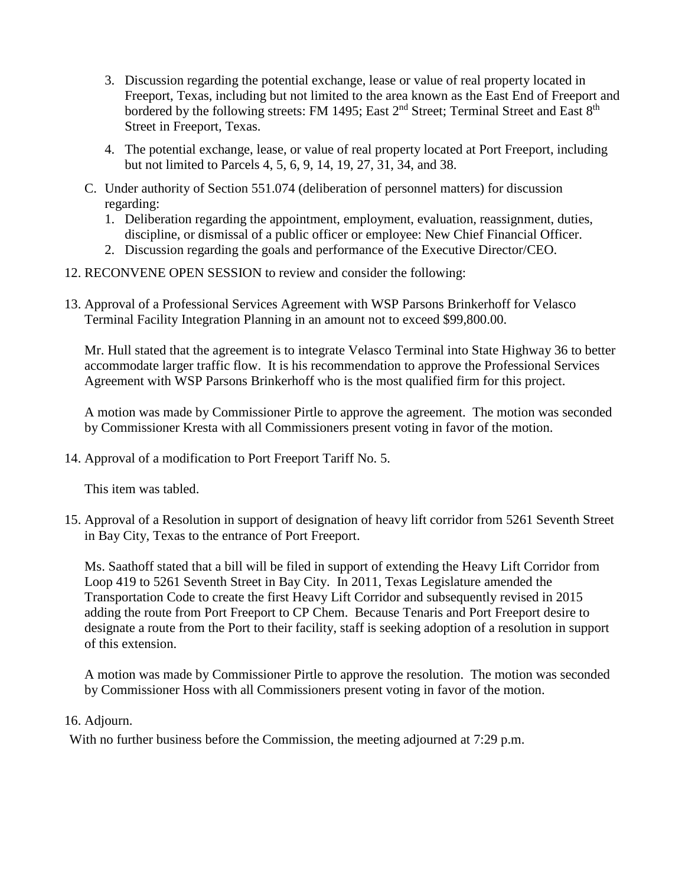3. Discussion regarding the potential exchange, lease or value of real property located in Freeport, Texas, including but not limited to the area known as the East End of Freeport and bordered by the following streets: FM 1495; East 2nd Street; Terminal Street and East 8th Street in Freeport, Texas.

4. The potential exchange, lease, or value of real property located at Port Freeport, including but not limited to Parcels 4, 5, 6, 9, 14, 19, 27, 31, 34, and 38.

C. Under authority of Section 551.074 (deliberation of personnel matters) for discussion regarding:
   1. Deliberation regarding the appointment, employment, evaluation, reassignment, duties, discipline, or dismissal of a public officer or employee: New Chief Financial Officer.
   2. Discussion regarding the goals and performance of the Executive Director/CEO.

12. RECONVENE OPEN SESSION to review and consider the following:

13. Approval of a Professional Services Agreement with WSP Parsons Brinkerhoff for Velasco Terminal Facility Integration Planning in an amount not to exceed $99,800.00.

    Mr. Hull stated that the agreement is to integrate Velasco Terminal into State Highway 36 to better accommodate larger traffic flow. It is his recommendation to approve the Professional Services Agreement with WSP Parsons Brinkerhoff who is the most qualified firm for this project.

    A motion was made by Commissioner Pirtle to approve the agreement. The motion was seconded by Commissioner Kresta with all Commissioners present voting in favor of the motion.

14. Approval of a modification to Port Freeport Tariff No. 5.

    This item was tabled.

15. Approval of a Resolution in support of designation of heavy lift corridor from 5261 Seventh Street in Bay City, Texas to the entrance of Port Freeport.

    Ms. Saathoff stated that a bill will be filed in support of extending the Heavy Lift Corridor from Loop 419 to 5261 Seventh Street in Bay City. In 2011, Texas Legislature amended the Transportation Code to create the first Heavy Lift Corridor and subsequently revised in 2015 adding the route from Port Freeport to CP Chem. Because Tenaris and Port Freeport desire to designate a route from the Port to their facility, staff is seeking adoption of a resolution in support of this extension.

    A motion was made by Commissioner Pirtle to approve the resolution. The motion was seconded by Commissioner Hoss with all Commissioners present voting in favor of the motion.

16. Adjourn.

With no further business before the Commission, the meeting adjourned at 7:29 p.m.